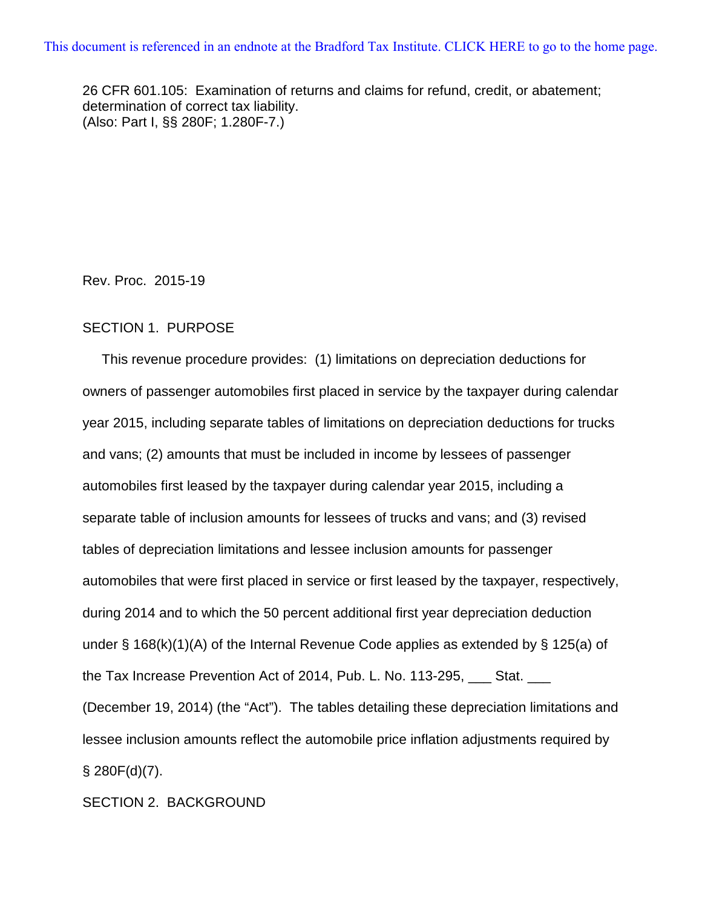This document is referenced in an endnote at the Bradford Tax Institute. CLICK HERE to go to the home page.

26 CFR 601.105: Examination of returns and claims for refund, credit, or abatement; determination of correct tax liability.
(Also: Part I, §§ 280F; 1.280F-7.)

Rev. Proc. 2015-19

SECTION 1. PURPOSE

This revenue procedure provides: (1) limitations on depreciation deductions for owners of passenger automobiles first placed in service by the taxpayer during calendar year 2015, including separate tables of limitations on depreciation deductions for trucks and vans; (2) amounts that must be included in income by lessees of passenger automobiles first leased by the taxpayer during calendar year 2015, including a separate table of inclusion amounts for lessees of trucks and vans; and (3) revised tables of depreciation limitations and lessee inclusion amounts for passenger automobiles that were first placed in service or first leased by the taxpayer, respectively, during 2014 and to which the 50 percent additional first year depreciation deduction under § 168(k)(1)(A) of the Internal Revenue Code applies as extended by § 125(a) of the Tax Increase Prevention Act of 2014, Pub. L. No. 113-295, ___ Stat. ___ (December 19, 2014) (the "Act"). The tables detailing these depreciation limitations and lessee inclusion amounts reflect the automobile price inflation adjustments required by § 280F(d)(7).

SECTION 2. BACKGROUND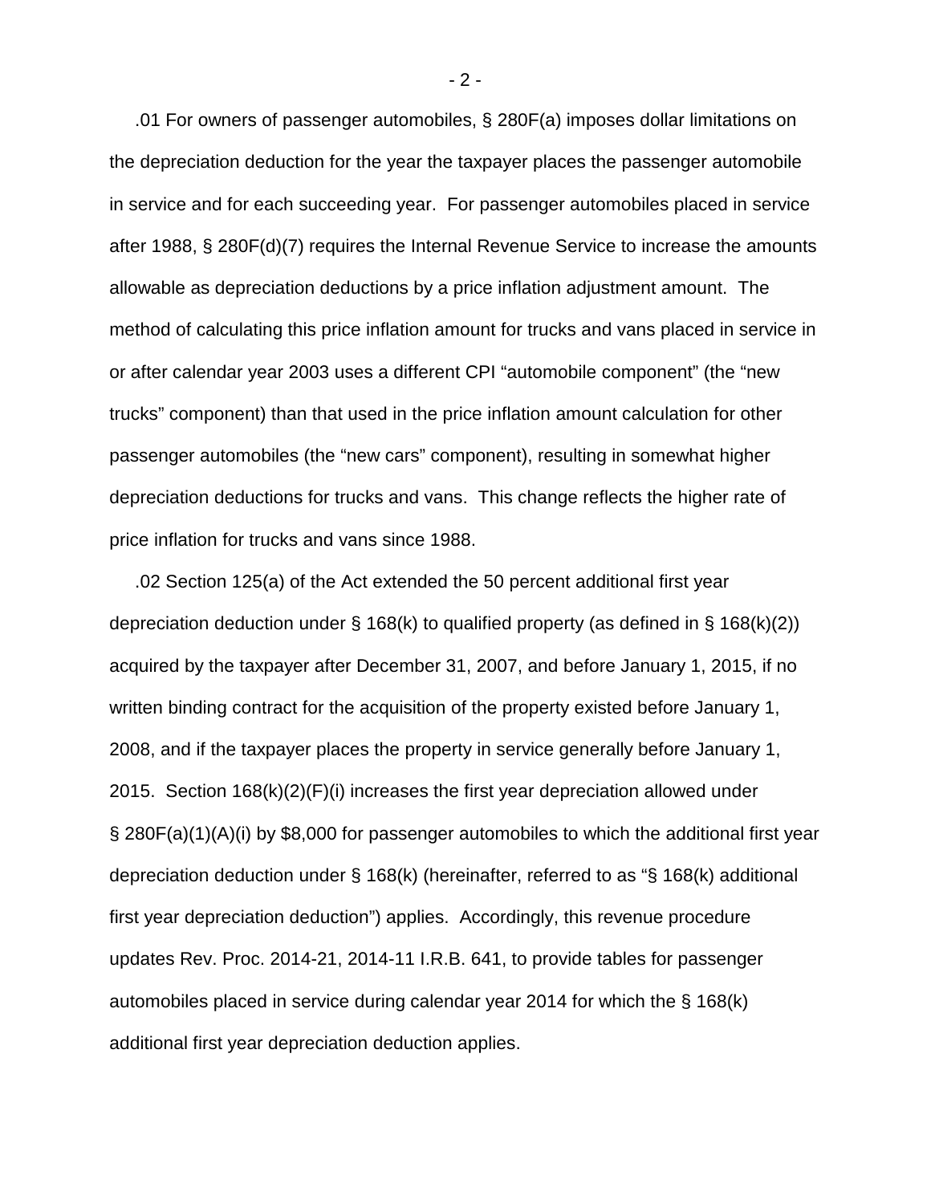.01 For owners of passenger automobiles, § 280F(a) imposes dollar limitations on the depreciation deduction for the year the taxpayer places the passenger automobile in service and for each succeeding year. For passenger automobiles placed in service after 1988, § 280F(d)(7) requires the Internal Revenue Service to increase the amounts allowable as depreciation deductions by a price inflation adjustment amount. The method of calculating this price inflation amount for trucks and vans placed in service in or after calendar year 2003 uses a different CPI "automobile component" (the "new trucks" component) than that used in the price inflation amount calculation for other passenger automobiles (the "new cars" component), resulting in somewhat higher depreciation deductions for trucks and vans. This change reflects the higher rate of price inflation for trucks and vans since 1988.

.02 Section 125(a) of the Act extended the 50 percent additional first year depreciation deduction under § 168(k) to qualified property (as defined in § 168(k)(2)) acquired by the taxpayer after December 31, 2007, and before January 1, 2015, if no written binding contract for the acquisition of the property existed before January 1, 2008, and if the taxpayer places the property in service generally before January 1, 2015. Section 168(k)(2)(F)(i) increases the first year depreciation allowed under § 280F(a)(1)(A)(i) by $8,000 for passenger automobiles to which the additional first year depreciation deduction under § 168(k) (hereinafter, referred to as "§ 168(k) additional first year depreciation deduction") applies. Accordingly, this revenue procedure updates Rev. Proc. 2014-21, 2014-11 I.R.B. 641, to provide tables for passenger automobiles placed in service during calendar year 2014 for which the § 168(k) additional first year depreciation deduction applies.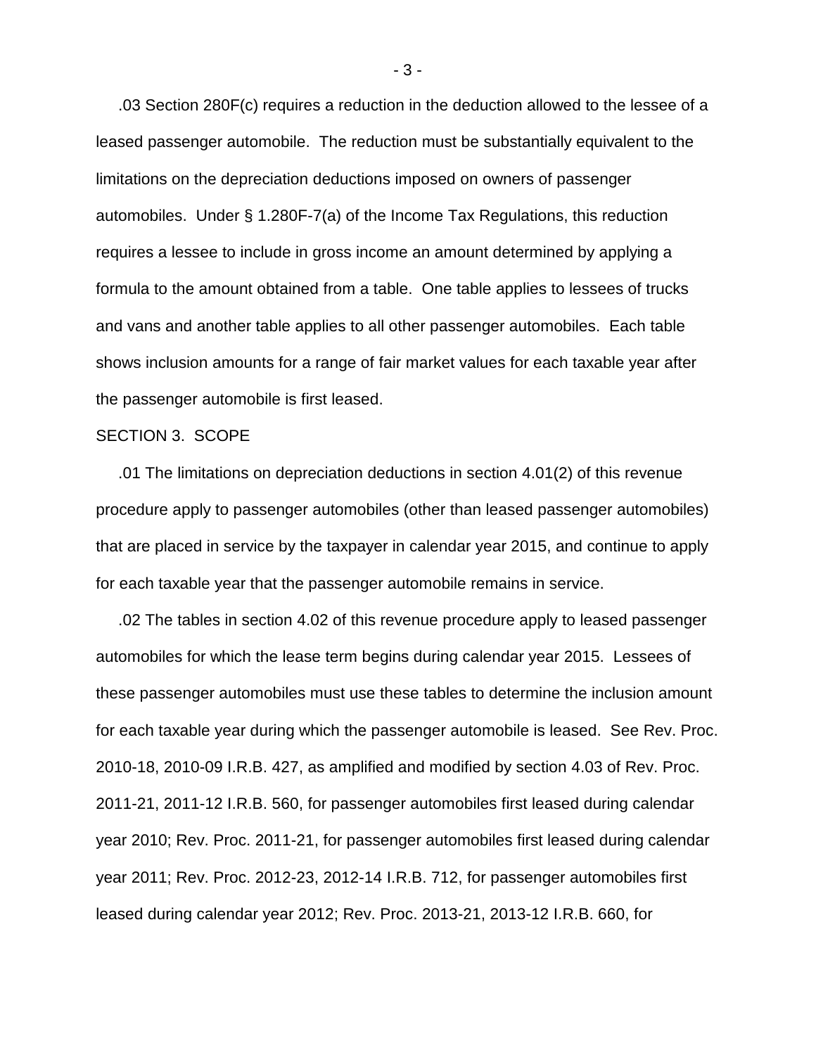.03 Section 280F(c) requires a reduction in the deduction allowed to the lessee of a leased passenger automobile. The reduction must be substantially equivalent to the limitations on the depreciation deductions imposed on owners of passenger automobiles. Under § 1.280F-7(a) of the Income Tax Regulations, this reduction requires a lessee to include in gross income an amount determined by applying a formula to the amount obtained from a table. One table applies to lessees of trucks and vans and another table applies to all other passenger automobiles. Each table shows inclusion amounts for a range of fair market values for each taxable year after the passenger automobile is first leased.

SECTION 3. SCOPE

.01 The limitations on depreciation deductions in section 4.01(2) of this revenue procedure apply to passenger automobiles (other than leased passenger automobiles) that are placed in service by the taxpayer in calendar year 2015, and continue to apply for each taxable year that the passenger automobile remains in service.

.02 The tables in section 4.02 of this revenue procedure apply to leased passenger automobiles for which the lease term begins during calendar year 2015. Lessees of these passenger automobiles must use these tables to determine the inclusion amount for each taxable year during which the passenger automobile is leased. See Rev. Proc. 2010-18, 2010-09 I.R.B. 427, as amplified and modified by section 4.03 of Rev. Proc. 2011-21, 2011-12 I.R.B. 560, for passenger automobiles first leased during calendar year 2010; Rev. Proc. 2011-21, for passenger automobiles first leased during calendar year 2011; Rev. Proc. 2012-23, 2012-14 I.R.B. 712, for passenger automobiles first leased during calendar year 2012; Rev. Proc. 2013-21, 2013-12 I.R.B. 660, for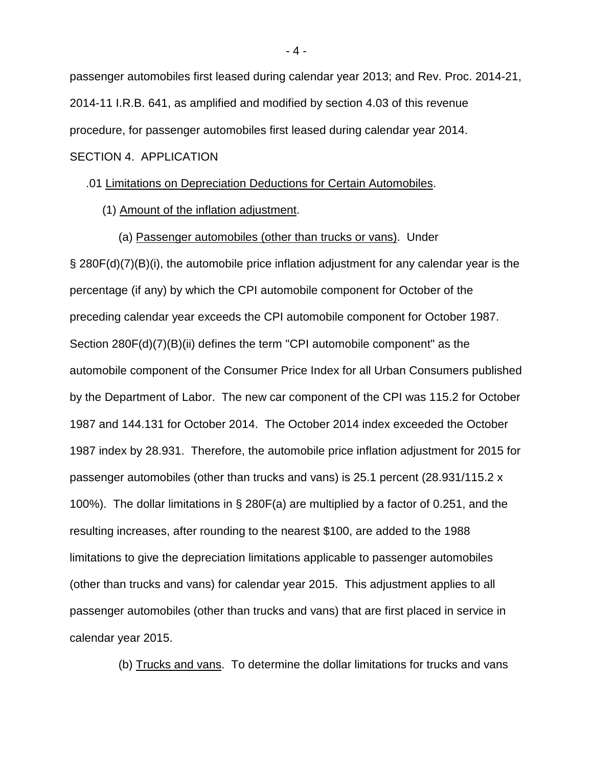passenger automobiles first leased during calendar year 2013; and Rev. Proc. 2014-21, 2014-11 I.R.B. 641, as amplified and modified by section 4.03 of this revenue procedure, for passenger automobiles first leased during calendar year 2014.

SECTION 4. APPLICATION

.01 Limitations on Depreciation Deductions for Certain Automobiles.

(1) Amount of the inflation adjustment.

(a) Passenger automobiles (other than trucks or vans). Under § 280F(d)(7)(B)(i), the automobile price inflation adjustment for any calendar year is the percentage (if any) by which the CPI automobile component for October of the preceding calendar year exceeds the CPI automobile component for October 1987. Section 280F(d)(7)(B)(ii) defines the term "CPI automobile component" as the automobile component of the Consumer Price Index for all Urban Consumers published by the Department of Labor. The new car component of the CPI was 115.2 for October 1987 and 144.131 for October 2014. The October 2014 index exceeded the October 1987 index by 28.931. Therefore, the automobile price inflation adjustment for 2015 for passenger automobiles (other than trucks and vans) is 25.1 percent (28.931/115.2 x 100%). The dollar limitations in § 280F(a) are multiplied by a factor of 0.251, and the resulting increases, after rounding to the nearest $100, are added to the 1988 limitations to give the depreciation limitations applicable to passenger automobiles (other than trucks and vans) for calendar year 2015. This adjustment applies to all passenger automobiles (other than trucks and vans) that are first placed in service in calendar year 2015.

(b) Trucks and vans. To determine the dollar limitations for trucks and vans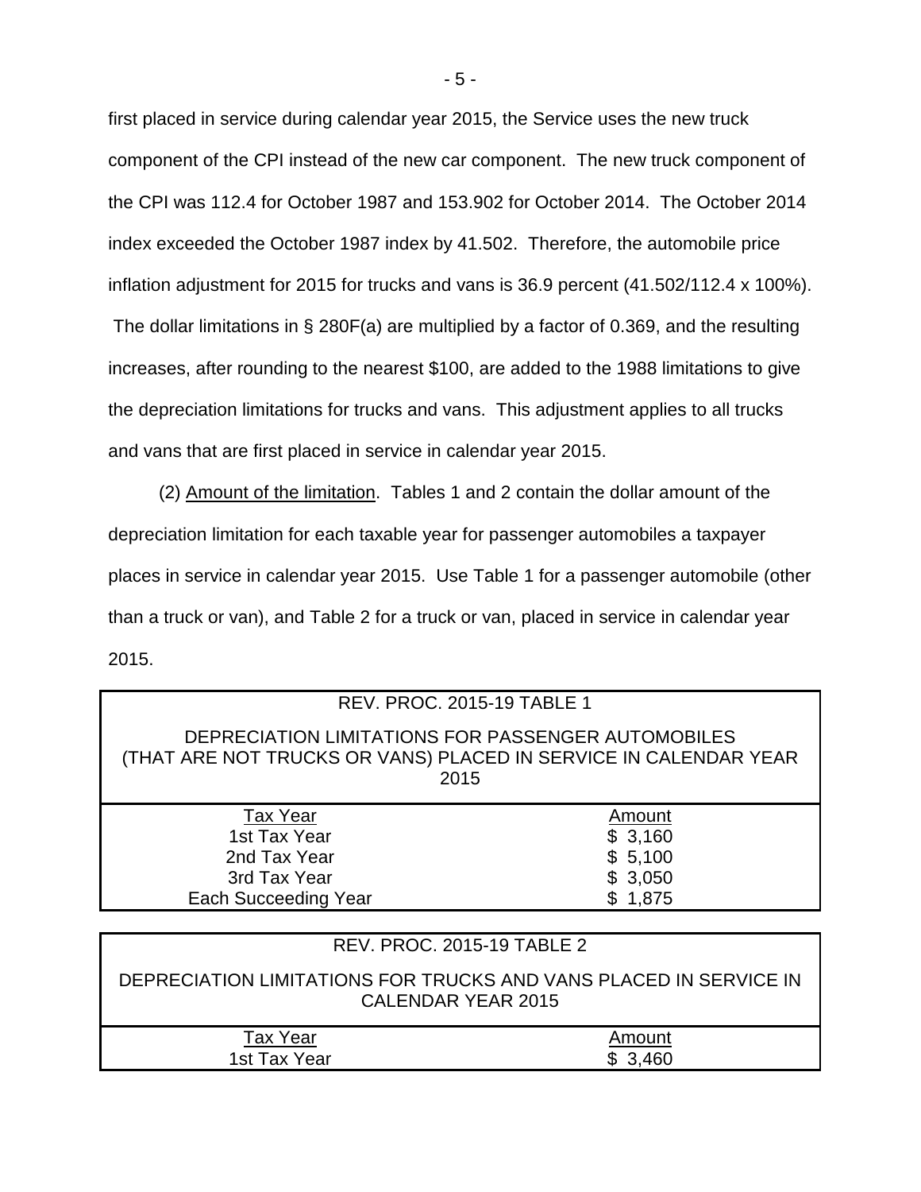first placed in service during calendar year 2015, the Service uses the new truck component of the CPI instead of the new car component. The new truck component of the CPI was 112.4 for October 1987 and 153.902 for October 2014. The October 2014 index exceeded the October 1987 index by 41.502. Therefore, the automobile price inflation adjustment for 2015 for trucks and vans is 36.9 percent (41.502/112.4 x 100%). The dollar limitations in § 280F(a) are multiplied by a factor of 0.369, and the resulting increases, after rounding to the nearest $100, are added to the 1988 limitations to give the depreciation limitations for trucks and vans. This adjustment applies to all trucks and vans that are first placed in service in calendar year 2015.

(2) Amount of the limitation. Tables 1 and 2 contain the dollar amount of the depreciation limitation for each taxable year for passenger automobiles a taxpayer places in service in calendar year 2015. Use Table 1 for a passenger automobile (other than a truck or van), and Table 2 for a truck or van, placed in service in calendar year 2015.

REV. PROC. 2015-19 TABLE 1

DEPRECIATION LIMITATIONS FOR PASSENGER AUTOMOBILES (THAT ARE NOT TRUCKS OR VANS) PLACED IN SERVICE IN CALENDAR YEAR 2015

| Tax Year | Amount |
|---|---|
| 1st Tax Year | $ 3,160 |
| 2nd Tax Year | $ 5,100 |
| 3rd Tax Year | $ 3,050 |
| Each Succeeding Year | $ 1,875 |

REV. PROC. 2015-19 TABLE 2

DEPRECIATION LIMITATIONS FOR TRUCKS AND VANS PLACED IN SERVICE IN CALENDAR YEAR 2015

| Tax Year | Amount |
|---|---|
| 1st Tax Year | $ 3,460 |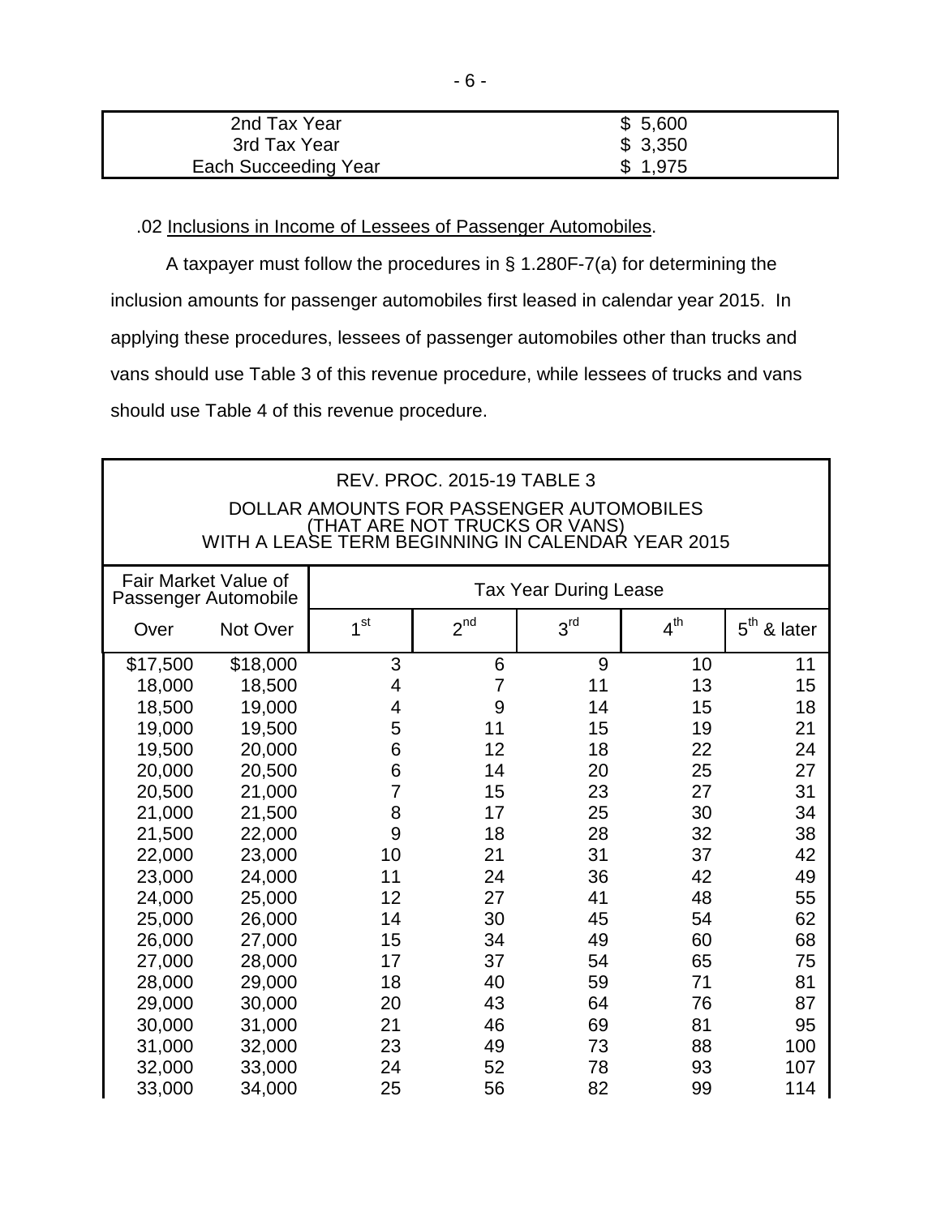| | |
|---|---|
| 2nd Tax Year | \$ 5,600 |
| 3rd Tax Year | \$ 3,350 |
| Each Succeeding Year | \$ 1,975 |

.02 Inclusions in Income of Lessees of Passenger Automobiles.

A taxpayer must follow the procedures in § 1.280F-7(a) for determining the inclusion amounts for passenger automobiles first leased in calendar year 2015. In applying these procedures, lessees of passenger automobiles other than trucks and vans should use Table 3 of this revenue procedure, while lessees of trucks and vans should use Table 4 of this revenue procedure.

REV. PROC. 2015-19 TABLE 3

DOLLAR AMOUNTS FOR PASSENGER AUTOMOBILES (THAT ARE NOT TRUCKS OR VANS) WITH A LEASE TERM BEGINNING IN CALENDAR YEAR 2015

| Fair Market Value of Passenger Automobile | | Tax Year During Lease | | | | |
|---|---|---|---|---|---|---|
| Over | Not Over | 1st | 2nd | 3rd | 4th | 5th & later |
| \$17,500 | \$18,000 | 3 | 6 | 9 | 10 | 11 |
| 18,000 | 18,500 | 4 | 7 | 11 | 13 | 15 |
| 18,500 | 19,000 | 4 | 9 | 14 | 15 | 18 |
| 19,000 | 19,500 | 5 | 11 | 15 | 19 | 21 |
| 19,500 | 20,000 | 6 | 12 | 18 | 22 | 24 |
| 20,000 | 20,500 | 6 | 14 | 20 | 25 | 27 |
| 20,500 | 21,000 | 7 | 15 | 23 | 27 | 31 |
| 21,000 | 21,500 | 8 | 17 | 25 | 30 | 34 |
| 21,500 | 22,000 | 9 | 18 | 28 | 32 | 38 |
| 22,000 | 23,000 | 10 | 21 | 31 | 37 | 42 |
| 23,000 | 24,000 | 11 | 24 | 36 | 42 | 49 |
| 24,000 | 25,000 | 12 | 27 | 41 | 48 | 55 |
| 25,000 | 26,000 | 14 | 30 | 45 | 54 | 62 |
| 26,000 | 27,000 | 15 | 34 | 49 | 60 | 68 |
| 27,000 | 28,000 | 17 | 37 | 54 | 65 | 75 |
| 28,000 | 29,000 | 18 | 40 | 59 | 71 | 81 |
| 29,000 | 30,000 | 20 | 43 | 64 | 76 | 87 |
| 30,000 | 31,000 | 21 | 46 | 69 | 81 | 95 |
| 31,000 | 32,000 | 23 | 49 | 73 | 88 | 100 |
| 32,000 | 33,000 | 24 | 52 | 78 | 93 | 107 |
| 33,000 | 34,000 | 25 | 56 | 82 | 99 | 114 |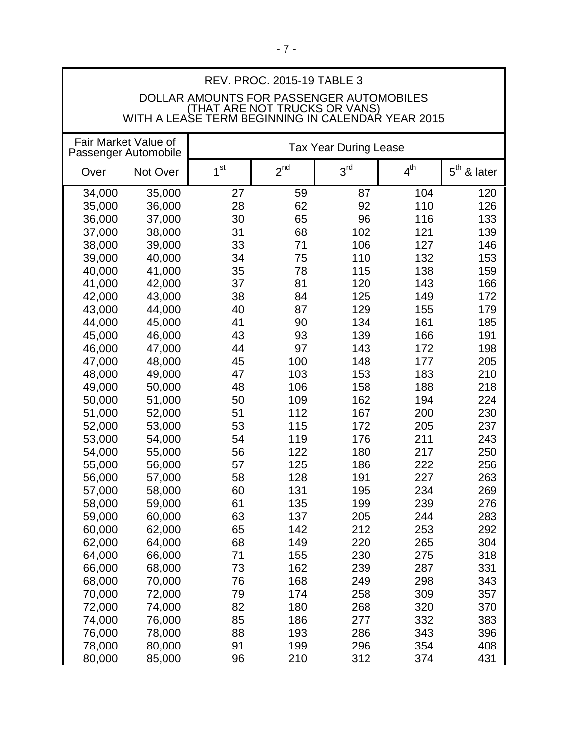**REV. PROC. 2015-19 TABLE 3**

**DOLLAR AMOUNTS FOR PASSENGER AUTOMOBILES (THAT ARE NOT TRUCKS OR VANS) WITH A LEASE TERM BEGINNING IN CALENDAR YEAR 2015**

| Fair Market Value of Passenger Automobile | | Tax Year During Lease | | | | |
|---|---|---|---|---|---|---|
| Over | Not Over | 1st | 2nd | 3rd | 4th | 5th & later |
| 34,000 | 35,000 | 27 | 59 | 87 | 104 | 120 |
| 35,000 | 36,000 | 28 | 62 | 92 | 110 | 126 |
| 36,000 | 37,000 | 30 | 65 | 96 | 116 | 133 |
| 37,000 | 38,000 | 31 | 68 | 102 | 121 | 139 |
| 38,000 | 39,000 | 33 | 71 | 106 | 127 | 146 |
| 39,000 | 40,000 | 34 | 75 | 110 | 132 | 153 |
| 40,000 | 41,000 | 35 | 78 | 115 | 138 | 159 |
| 41,000 | 42,000 | 37 | 81 | 120 | 143 | 166 |
| 42,000 | 43,000 | 38 | 84 | 125 | 149 | 172 |
| 43,000 | 44,000 | 40 | 87 | 129 | 155 | 179 |
| 44,000 | 45,000 | 41 | 90 | 134 | 161 | 185 |
| 45,000 | 46,000 | 43 | 93 | 139 | 166 | 191 |
| 46,000 | 47,000 | 44 | 97 | 143 | 172 | 198 |
| 47,000 | 48,000 | 45 | 100 | 148 | 177 | 205 |
| 48,000 | 49,000 | 47 | 103 | 153 | 183 | 210 |
| 49,000 | 50,000 | 48 | 106 | 158 | 188 | 218 |
| 50,000 | 51,000 | 50 | 109 | 162 | 194 | 224 |
| 51,000 | 52,000 | 51 | 112 | 167 | 200 | 230 |
| 52,000 | 53,000 | 53 | 115 | 172 | 205 | 237 |
| 53,000 | 54,000 | 54 | 119 | 176 | 211 | 243 |
| 54,000 | 55,000 | 56 | 122 | 180 | 217 | 250 |
| 55,000 | 56,000 | 57 | 125 | 186 | 222 | 256 |
| 56,000 | 57,000 | 58 | 128 | 191 | 227 | 263 |
| 57,000 | 58,000 | 60 | 131 | 195 | 234 | 269 |
| 58,000 | 59,000 | 61 | 135 | 199 | 239 | 276 |
| 59,000 | 60,000 | 63 | 137 | 205 | 244 | 283 |
| 60,000 | 62,000 | 65 | 142 | 212 | 253 | 292 |
| 62,000 | 64,000 | 68 | 149 | 220 | 265 | 304 |
| 64,000 | 66,000 | 71 | 155 | 230 | 275 | 318 |
| 66,000 | 68,000 | 73 | 162 | 239 | 287 | 331 |
| 68,000 | 70,000 | 76 | 168 | 249 | 298 | 343 |
| 70,000 | 72,000 | 79 | 174 | 258 | 309 | 357 |
| 72,000 | 74,000 | 82 | 180 | 268 | 320 | 370 |
| 74,000 | 76,000 | 85 | 186 | 277 | 332 | 383 |
| 76,000 | 78,000 | 88 | 193 | 286 | 343 | 396 |
| 78,000 | 80,000 | 91 | 199 | 296 | 354 | 408 |
| 80,000 | 85,000 | 96 | 210 | 312 | 374 | 431 |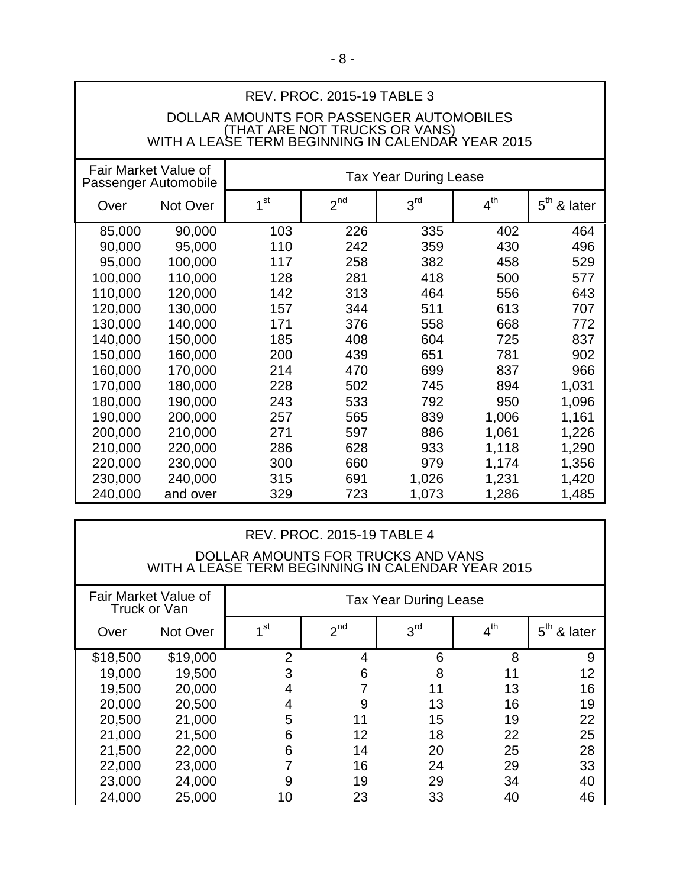| REV. PROC. 2015-19 TABLE 3<br>DOLLAR AMOUNTS FOR PASSENGER AUTOMOBILES (THAT ARE NOT TRUCKS OR VANS) WITH A LEASE TERM BEGINNING IN CALENDAR YEAR 2015 | | | | | | |
|---|---|---|---|---|---|---|
| Fair Market Value of Passenger Automobile | | Tax Year During Lease | | | | |
| Over | Not Over | 1st | 2nd | 3rd | 4th | 5th & later |
| 85,000 | 90,000 | 103 | 226 | 335 | 402 | 464 |
| 90,000 | 95,000 | 110 | 242 | 359 | 430 | 496 |
| 95,000 | 100,000 | 117 | 258 | 382 | 458 | 529 |
| 100,000 | 110,000 | 128 | 281 | 418 | 500 | 577 |
| 110,000 | 120,000 | 142 | 313 | 464 | 556 | 643 |
| 120,000 | 130,000 | 157 | 344 | 511 | 613 | 707 |
| 130,000 | 140,000 | 171 | 376 | 558 | 668 | 772 |
| 140,000 | 150,000 | 185 | 408 | 604 | 725 | 837 |
| 150,000 | 160,000 | 200 | 439 | 651 | 781 | 902 |
| 160,000 | 170,000 | 214 | 470 | 699 | 837 | 966 |
| 170,000 | 180,000 | 228 | 502 | 745 | 894 | 1,031 |
| 180,000 | 190,000 | 243 | 533 | 792 | 950 | 1,096 |
| 190,000 | 200,000 | 257 | 565 | 839 | 1,006 | 1,161 |
| 200,000 | 210,000 | 271 | 597 | 886 | 1,061 | 1,226 |
| 210,000 | 220,000 | 286 | 628 | 933 | 1,118 | 1,290 |
| 220,000 | 230,000 | 300 | 660 | 979 | 1,174 | 1,356 |
| 230,000 | 240,000 | 315 | 691 | 1,026 | 1,231 | 1,420 |
| 240,000 | and over | 329 | 723 | 1,073 | 1,286 | 1,485 |

| REV. PROC. 2015-19 TABLE 4<br>DOLLAR AMOUNTS FOR TRUCKS AND VANS WITH A LEASE TERM BEGINNING IN CALENDAR YEAR 2015 | | | | | | |
|---|---|---|---|---|---|---|
| Fair Market Value of Truck or Van | | Tax Year During Lease | | | | |
| Over | Not Over | 1st | 2nd | 3rd | 4th | 5th & later |
| $18,500 | $19,000 | 2 | 4 | 6 | 8 | 9 |
| 19,000 | 19,500 | 3 | 6 | 8 | 11 | 12 |
| 19,500 | 20,000 | 4 | 7 | 11 | 13 | 16 |
| 20,000 | 20,500 | 4 | 9 | 13 | 16 | 19 |
| 20,500 | 21,000 | 5 | 11 | 15 | 19 | 22 |
| 21,000 | 21,500 | 6 | 12 | 18 | 22 | 25 |
| 21,500 | 22,000 | 6 | 14 | 20 | 25 | 28 |
| 22,000 | 23,000 | 7 | 16 | 24 | 29 | 33 |
| 23,000 | 24,000 | 9 | 19 | 29 | 34 | 40 |
| 24,000 | 25,000 | 10 | 23 | 33 | 40 | 46 |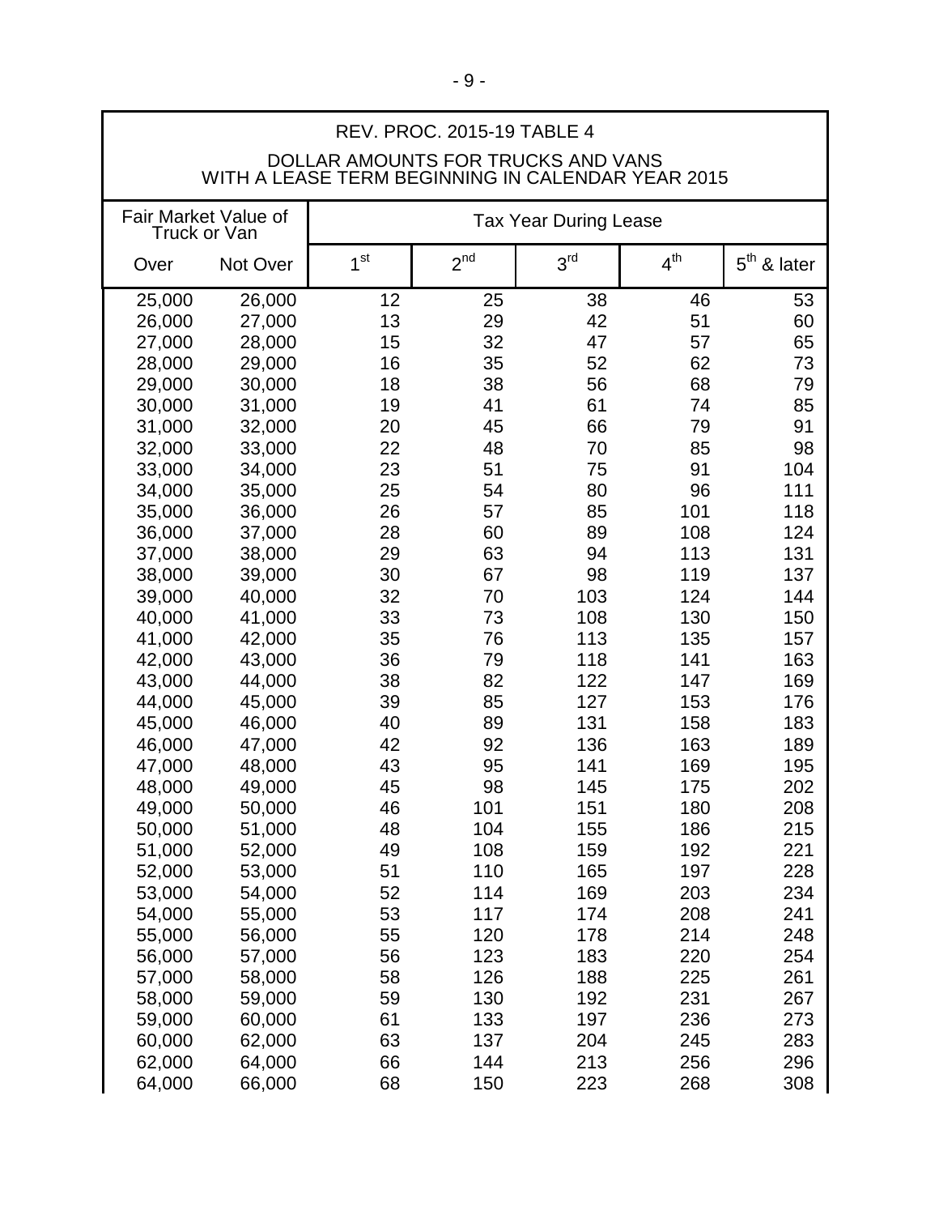REV. PROC. 2015-19 TABLE 4

DOLLAR AMOUNTS FOR TRUCKS AND VANS
WITH A LEASE TERM BEGINNING IN CALENDAR YEAR 2015

| Fair Market Value of Truck or Van | | Tax Year During Lease | | | | |
|---|---|---|---|---|---|---|
| Over | Not Over | 1st | 2nd | 3rd | 4th | 5th & later |
| 25,000 | 26,000 | 12 | 25 | 38 | 46 | 53 |
| 26,000 | 27,000 | 13 | 29 | 42 | 51 | 60 |
| 27,000 | 28,000 | 15 | 32 | 47 | 57 | 65 |
| 28,000 | 29,000 | 16 | 35 | 52 | 62 | 73 |
| 29,000 | 30,000 | 18 | 38 | 56 | 68 | 79 |
| 30,000 | 31,000 | 19 | 41 | 61 | 74 | 85 |
| 31,000 | 32,000 | 20 | 45 | 66 | 79 | 91 |
| 32,000 | 33,000 | 22 | 48 | 70 | 85 | 98 |
| 33,000 | 34,000 | 23 | 51 | 75 | 91 | 104 |
| 34,000 | 35,000 | 25 | 54 | 80 | 96 | 111 |
| 35,000 | 36,000 | 26 | 57 | 85 | 101 | 118 |
| 36,000 | 37,000 | 28 | 60 | 89 | 108 | 124 |
| 37,000 | 38,000 | 29 | 63 | 94 | 113 | 131 |
| 38,000 | 39,000 | 30 | 67 | 98 | 119 | 137 |
| 39,000 | 40,000 | 32 | 70 | 103 | 124 | 144 |
| 40,000 | 41,000 | 33 | 73 | 108 | 130 | 150 |
| 41,000 | 42,000 | 35 | 76 | 113 | 135 | 157 |
| 42,000 | 43,000 | 36 | 79 | 118 | 141 | 163 |
| 43,000 | 44,000 | 38 | 82 | 122 | 147 | 169 |
| 44,000 | 45,000 | 39 | 85 | 127 | 153 | 176 |
| 45,000 | 46,000 | 40 | 89 | 131 | 158 | 183 |
| 46,000 | 47,000 | 42 | 92 | 136 | 163 | 189 |
| 47,000 | 48,000 | 43 | 95 | 141 | 169 | 195 |
| 48,000 | 49,000 | 45 | 98 | 145 | 175 | 202 |
| 49,000 | 50,000 | 46 | 101 | 151 | 180 | 208 |
| 50,000 | 51,000 | 48 | 104 | 155 | 186 | 215 |
| 51,000 | 52,000 | 49 | 108 | 159 | 192 | 221 |
| 52,000 | 53,000 | 51 | 110 | 165 | 197 | 228 |
| 53,000 | 54,000 | 52 | 114 | 169 | 203 | 234 |
| 54,000 | 55,000 | 53 | 117 | 174 | 208 | 241 |
| 55,000 | 56,000 | 55 | 120 | 178 | 214 | 248 |
| 56,000 | 57,000 | 56 | 123 | 183 | 220 | 254 |
| 57,000 | 58,000 | 58 | 126 | 188 | 225 | 261 |
| 58,000 | 59,000 | 59 | 130 | 192 | 231 | 267 |
| 59,000 | 60,000 | 61 | 133 | 197 | 236 | 273 |
| 60,000 | 62,000 | 63 | 137 | 204 | 245 | 283 |
| 62,000 | 64,000 | 66 | 144 | 213 | 256 | 296 |
| 64,000 | 66,000 | 68 | 150 | 223 | 268 | 308 |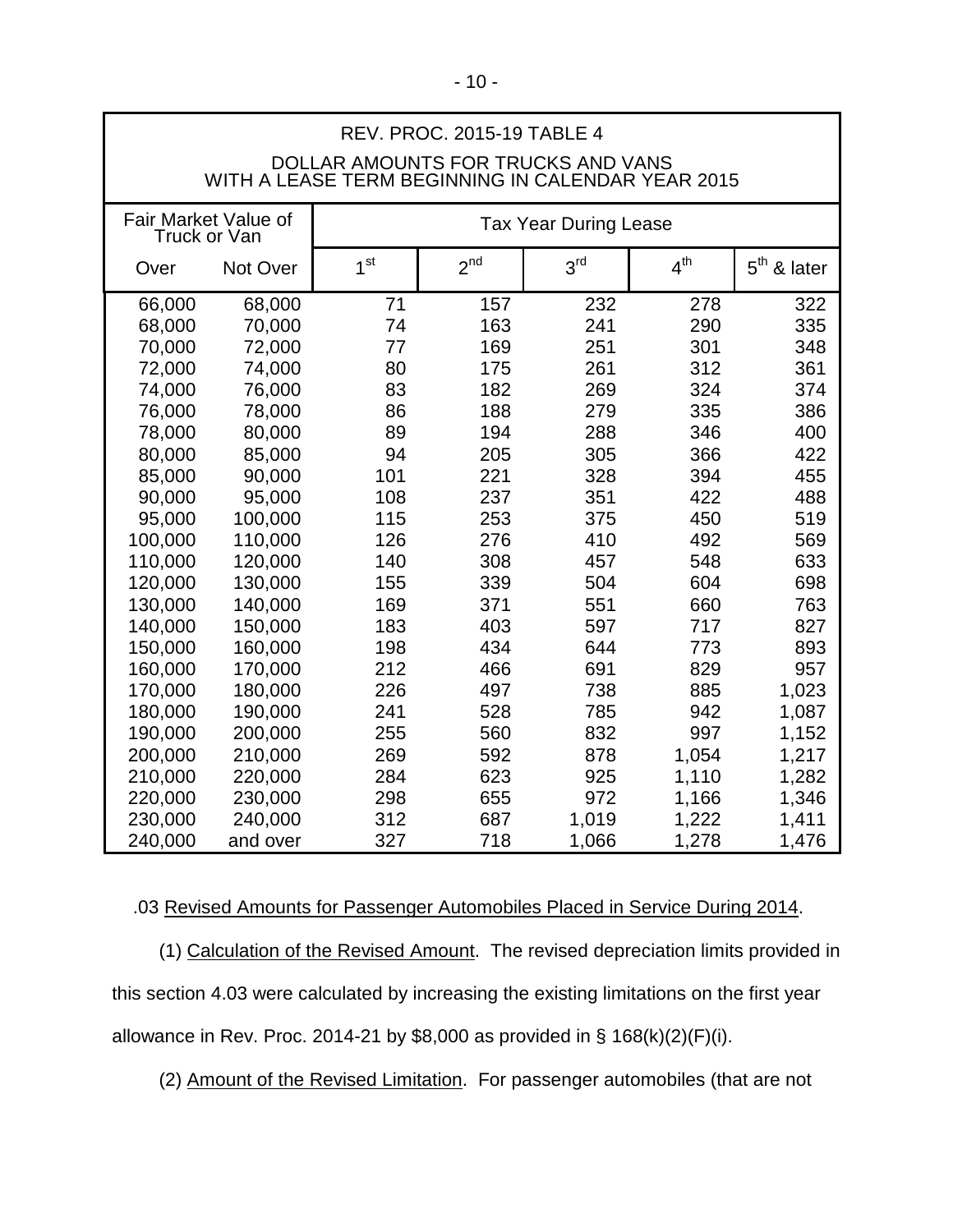REV. PROC. 2015-19 TABLE 4

DOLLAR AMOUNTS FOR TRUCKS AND VANS WITH A LEASE TERM BEGINNING IN CALENDAR YEAR 2015

| Fair Market Value of Truck or Van | | Tax Year During Lease | | | | |
|---|---|---|---|---|---|---|
| Over | Not Over | 1st | 2nd | 3rd | 4th | 5th & later |
| 66,000 | 68,000 | 71 | 157 | 232 | 278 | 322 |
| 68,000 | 70,000 | 74 | 163 | 241 | 290 | 335 |
| 70,000 | 72,000 | 77 | 169 | 251 | 301 | 348 |
| 72,000 | 74,000 | 80 | 175 | 261 | 312 | 361 |
| 74,000 | 76,000 | 83 | 182 | 269 | 324 | 374 |
| 76,000 | 78,000 | 86 | 188 | 279 | 335 | 386 |
| 78,000 | 80,000 | 89 | 194 | 288 | 346 | 400 |
| 80,000 | 85,000 | 94 | 205 | 305 | 366 | 422 |
| 85,000 | 90,000 | 101 | 221 | 328 | 394 | 455 |
| 90,000 | 95,000 | 108 | 237 | 351 | 422 | 488 |
| 95,000 | 100,000 | 115 | 253 | 375 | 450 | 519 |
| 100,000 | 110,000 | 126 | 276 | 410 | 492 | 569 |
| 110,000 | 120,000 | 140 | 308 | 457 | 548 | 633 |
| 120,000 | 130,000 | 155 | 339 | 504 | 604 | 698 |
| 130,000 | 140,000 | 169 | 371 | 551 | 660 | 763 |
| 140,000 | 150,000 | 183 | 403 | 597 | 717 | 827 |
| 150,000 | 160,000 | 198 | 434 | 644 | 773 | 893 |
| 160,000 | 170,000 | 212 | 466 | 691 | 829 | 957 |
| 170,000 | 180,000 | 226 | 497 | 738 | 885 | 1,023 |
| 180,000 | 190,000 | 241 | 528 | 785 | 942 | 1,087 |
| 190,000 | 200,000 | 255 | 560 | 832 | 997 | 1,152 |
| 200,000 | 210,000 | 269 | 592 | 878 | 1,054 | 1,217 |
| 210,000 | 220,000 | 284 | 623 | 925 | 1,110 | 1,282 |
| 220,000 | 230,000 | 298 | 655 | 972 | 1,166 | 1,346 |
| 230,000 | 240,000 | 312 | 687 | 1,019 | 1,222 | 1,411 |
| 240,000 | and over | 327 | 718 | 1,066 | 1,278 | 1,476 |

.03 Revised Amounts for Passenger Automobiles Placed in Service During 2014.

(1) Calculation of the Revised Amount. The revised depreciation limits provided in this section 4.03 were calculated by increasing the existing limitations on the first year allowance in Rev. Proc. 2014-21 by $8,000 as provided in § 168(k)(2)(F)(i).

(2) Amount of the Revised Limitation. For passenger automobiles (that are not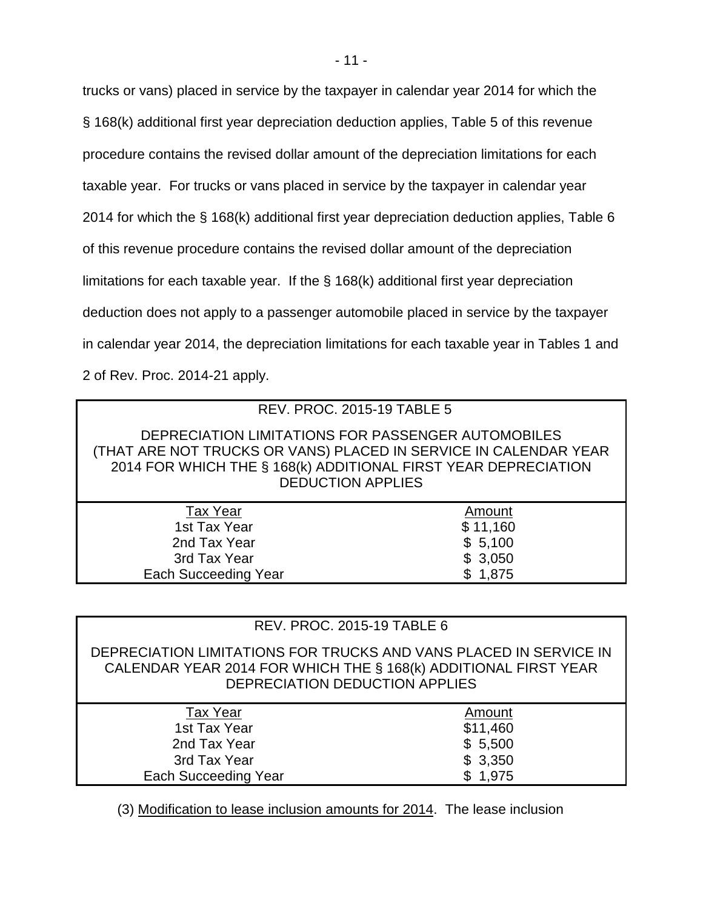trucks or vans) placed in service by the taxpayer in calendar year 2014 for which the § 168(k) additional first year depreciation deduction applies, Table 5 of this revenue procedure contains the revised dollar amount of the depreciation limitations for each taxable year. For trucks or vans placed in service by the taxpayer in calendar year 2014 for which the § 168(k) additional first year depreciation deduction applies, Table 6 of this revenue procedure contains the revised dollar amount of the depreciation limitations for each taxable year. If the § 168(k) additional first year depreciation deduction does not apply to a passenger automobile placed in service by the taxpayer in calendar year 2014, the depreciation limitations for each taxable year in Tables 1 and 2 of Rev. Proc. 2014-21 apply.

REV. PROC. 2015-19 TABLE 5

DEPRECIATION LIMITATIONS FOR PASSENGER AUTOMOBILES (THAT ARE NOT TRUCKS OR VANS) PLACED IN SERVICE IN CALENDAR YEAR 2014 FOR WHICH THE § 168(k) ADDITIONAL FIRST YEAR DEPRECIATION DEDUCTION APPLIES

| Tax Year | Amount |
|---|---|
| 1st Tax Year | $ 11,160 |
| 2nd Tax Year | $ 5,100 |
| 3rd Tax Year | $ 3,050 |
| Each Succeeding Year | $ 1,875 |

REV. PROC. 2015-19 TABLE 6

DEPRECIATION LIMITATIONS FOR TRUCKS AND VANS PLACED IN SERVICE IN CALENDAR YEAR 2014 FOR WHICH THE § 168(k) ADDITIONAL FIRST YEAR DEPRECIATION DEDUCTION APPLIES

| Tax Year | Amount |
|---|---|
| 1st Tax Year | $11,460 |
| 2nd Tax Year | $ 5,500 |
| 3rd Tax Year | $ 3,350 |
| Each Succeeding Year | $ 1,975 |

(3) Modification to lease inclusion amounts for 2014. The lease inclusion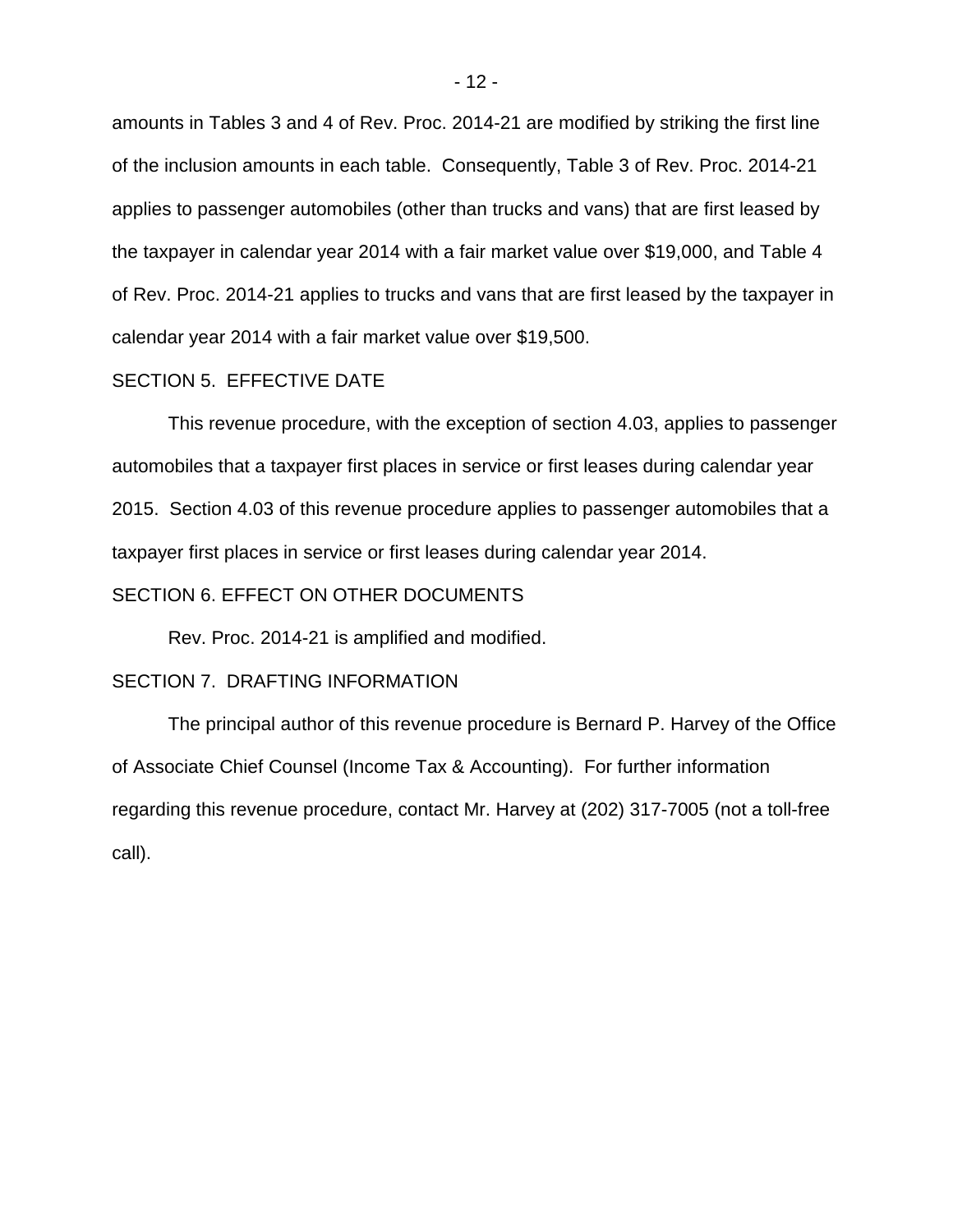amounts in Tables 3 and 4 of Rev. Proc. 2014-21 are modified by striking the first line of the inclusion amounts in each table. Consequently, Table 3 of Rev. Proc. 2014-21 applies to passenger automobiles (other than trucks and vans) that are first leased by the taxpayer in calendar year 2014 with a fair market value over $19,000, and Table 4 of Rev. Proc. 2014-21 applies to trucks and vans that are first leased by the taxpayer in calendar year 2014 with a fair market value over $19,500.

SECTION 5. EFFECTIVE DATE

This revenue procedure, with the exception of section 4.03, applies to passenger automobiles that a taxpayer first places in service or first leases during calendar year 2015. Section 4.03 of this revenue procedure applies to passenger automobiles that a taxpayer first places in service or first leases during calendar year 2014.

SECTION 6. EFFECT ON OTHER DOCUMENTS

Rev. Proc. 2014-21 is amplified and modified.

SECTION 7. DRAFTING INFORMATION

The principal author of this revenue procedure is Bernard P. Harvey of the Office of Associate Chief Counsel (Income Tax & Accounting). For further information regarding this revenue procedure, contact Mr. Harvey at (202) 317-7005 (not a toll-free call).